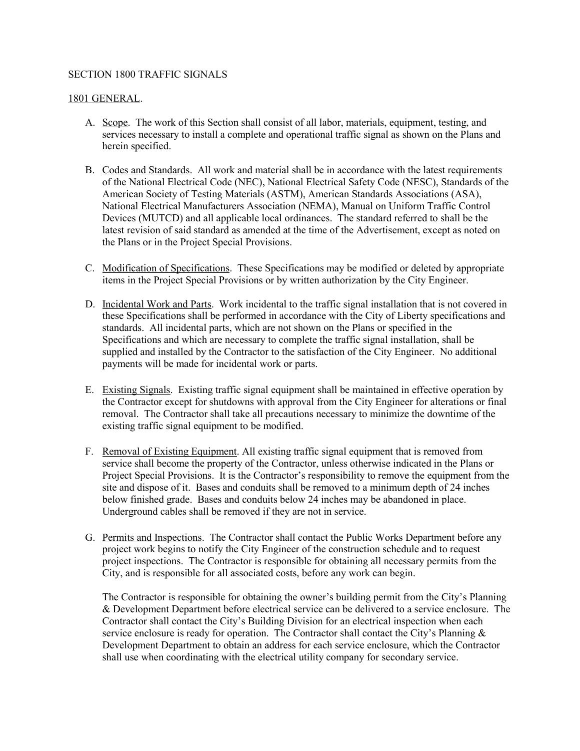# SECTION 1800 TRAFFIC SIGNALS

## 1801 GENERAL.

A. Scope. The work of this Section shall consist of all labor, materials, equipment, testing, and services necessary to install a complete and operational traffic signal as shown on the Plans and herein specified.

B. Codes and Standards. All work and material shall be in accordance with the latest requirements of the National Electrical Code (NEC), National Electrical Safety Code (NESC), Standards of the American Society of Testing Materials (ASTM), American Standards Associations (ASA), National Electrical Manufacturers Association (NEMA), Manual on Uniform Traffic Control Devices (MUTCD) and all applicable local ordinances. The standard referred to shall be the latest revision of said standard as amended at the time of the Advertisement, except as noted on the Plans or in the Project Special Provisions.

C. Modification of Specifications. These Specifications may be modified or deleted by appropriate items in the Project Special Provisions or by written authorization by the City Engineer.

D. Incidental Work and Parts. Work incidental to the traffic signal installation that is not covered in these Specifications shall be performed in accordance with the City of Liberty specifications and standards. All incidental parts, which are not shown on the Plans or specified in the Specifications and which are necessary to complete the traffic signal installation, shall be supplied and installed by the Contractor to the satisfaction of the City Engineer. No additional payments will be made for incidental work or parts.

E. Existing Signals. Existing traffic signal equipment shall be maintained in effective operation by the Contractor except for shutdowns with approval from the City Engineer for alterations or final removal. The Contractor shall take all precautions necessary to minimize the downtime of the existing traffic signal equipment to be modified.

F. Removal of Existing Equipment. All existing traffic signal equipment that is removed from service shall become the property of the Contractor, unless otherwise indicated in the Plans or Project Special Provisions. It is the Contractor's responsibility to remove the equipment from the site and dispose of it. Bases and conduits shall be removed to a minimum depth of 24 inches below finished grade. Bases and conduits below 24 inches may be abandoned in place. Underground cables shall be removed if they are not in service.

G. Permits and Inspections. The Contractor shall contact the Public Works Department before any project work begins to notify the City Engineer of the construction schedule and to request project inspections. The Contractor is responsible for obtaining all necessary permits from the City, and is responsible for all associated costs, before any work can begin.

   The Contractor is responsible for obtaining the owner's building permit from the City's Planning & Development Department before electrical service can be delivered to a service enclosure. The Contractor shall contact the City's Building Division for an electrical inspection when each service enclosure is ready for operation. The Contractor shall contact the City's Planning & Development Department to obtain an address for each service enclosure, which the Contractor shall use when coordinating with the electrical utility company for secondary service.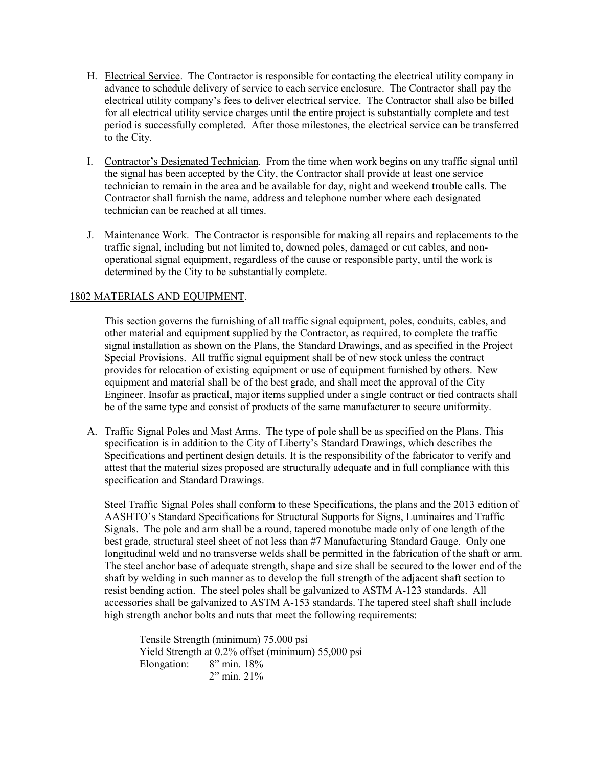H. Electrical Service. The Contractor is responsible for contacting the electrical utility company in advance to schedule delivery of service to each service enclosure. The Contractor shall pay the electrical utility company's fees to deliver electrical service. The Contractor shall also be billed for all electrical utility service charges until the entire project is substantially complete and test period is successfully completed. After those milestones, the electrical service can be transferred to the City.

I. Contractor's Designated Technician. From the time when work begins on any traffic signal until the signal has been accepted by the City, the Contractor shall provide at least one service technician to remain in the area and be available for day, night and weekend trouble calls. The Contractor shall furnish the name, address and telephone number where each designated technician can be reached at all times.

J. Maintenance Work. The Contractor is responsible for making all repairs and replacements to the traffic signal, including but not limited to, downed poles, damaged or cut cables, and non-operational signal equipment, regardless of the cause or responsible party, until the work is determined by the City to be substantially complete.

## 1802 MATERIALS AND EQUIPMENT.

This section governs the furnishing of all traffic signal equipment, poles, conduits, cables, and other material and equipment supplied by the Contractor, as required, to complete the traffic signal installation as shown on the Plans, the Standard Drawings, and as specified in the Project Special Provisions. All traffic signal equipment shall be of new stock unless the contract provides for relocation of existing equipment or use of equipment furnished by others. New equipment and material shall be of the best grade, and shall meet the approval of the City Engineer. Insofar as practical, major items supplied under a single contract or tied contracts shall be of the same type and consist of products of the same manufacturer to secure uniformity.

A. Traffic Signal Poles and Mast Arms. The type of pole shall be as specified on the Plans. This specification is in addition to the City of Liberty's Standard Drawings, which describes the Specifications and pertinent design details. It is the responsibility of the fabricator to verify and attest that the material sizes proposed are structurally adequate and in full compliance with this specification and Standard Drawings.

Steel Traffic Signal Poles shall conform to these Specifications, the plans and the 2013 edition of AASHTO's Standard Specifications for Structural Supports for Signs, Luminaires and Traffic Signals. The pole and arm shall be a round, tapered monotube made only of one length of the best grade, structural steel sheet of not less than #7 Manufacturing Standard Gauge. Only one longitudinal weld and no transverse welds shall be permitted in the fabrication of the shaft or arm. The steel anchor base of adequate strength, shape and size shall be secured to the lower end of the shaft by welding in such manner as to develop the full strength of the adjacent shaft section to resist bending action. The steel poles shall be galvanized to ASTM A-123 standards. All accessories shall be galvanized to ASTM A-153 standards. The tapered steel shaft shall include high strength anchor bolts and nuts that meet the following requirements:

Tensile Strength (minimum) 75,000 psi
Yield Strength at 0.2% offset (minimum) 55,000 psi
Elongation: 8" min. 18%
2" min. 21%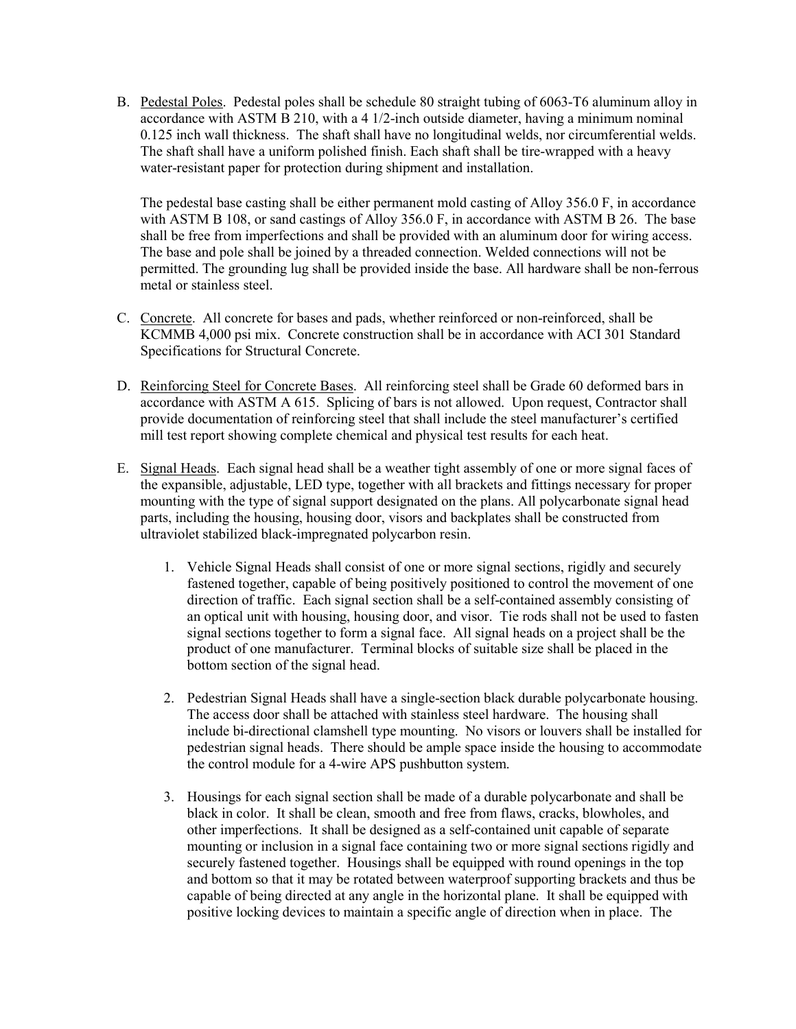B. Pedestal Poles. Pedestal poles shall be schedule 80 straight tubing of 6063-T6 aluminum alloy in accordance with ASTM B 210, with a 4 1/2-inch outside diameter, having a minimum nominal 0.125 inch wall thickness. The shaft shall have no longitudinal welds, nor circumferential welds. The shaft shall have a uniform polished finish. Each shaft shall be tire-wrapped with a heavy water-resistant paper for protection during shipment and installation.

   The pedestal base casting shall be either permanent mold casting of Alloy 356.0 F, in accordance with ASTM B 108, or sand castings of Alloy 356.0 F, in accordance with ASTM B 26. The base shall be free from imperfections and shall be provided with an aluminum door for wiring access. The base and pole shall be joined by a threaded connection. Welded connections will not be permitted. The grounding lug shall be provided inside the base. All hardware shall be non-ferrous metal or stainless steel.

C. Concrete. All concrete for bases and pads, whether reinforced or non-reinforced, shall be KCMMB 4,000 psi mix. Concrete construction shall be in accordance with ACI 301 Standard Specifications for Structural Concrete.

D. Reinforcing Steel for Concrete Bases. All reinforcing steel shall be Grade 60 deformed bars in accordance with ASTM A 615. Splicing of bars is not allowed. Upon request, Contractor shall provide documentation of reinforcing steel that shall include the steel manufacturer's certified mill test report showing complete chemical and physical test results for each heat.

E. Signal Heads. Each signal head shall be a weather tight assembly of one or more signal faces of the expansible, adjustable, LED type, together with all brackets and fittings necessary for proper mounting with the type of signal support designated on the plans. All polycarbonate signal head parts, including the housing, housing door, visors and backplates shall be constructed from ultraviolet stabilized black-impregnated polycarbon resin.

   1. Vehicle Signal Heads shall consist of one or more signal sections, rigidly and securely fastened together, capable of being positively positioned to control the movement of one direction of traffic. Each signal section shall be a self-contained assembly consisting of an optical unit with housing, housing door, and visor. Tie rods shall not be used to fasten signal sections together to form a signal face. All signal heads on a project shall be the product of one manufacturer. Terminal blocks of suitable size shall be placed in the bottom section of the signal head.

   2. Pedestrian Signal Heads shall have a single-section black durable polycarbonate housing. The access door shall be attached with stainless steel hardware. The housing shall include bi-directional clamshell type mounting. No visors or louvers shall be installed for pedestrian signal heads. There should be ample space inside the housing to accommodate the control module for a 4-wire APS pushbutton system.

   3. Housings for each signal section shall be made of a durable polycarbonate and shall be black in color. It shall be clean, smooth and free from flaws, cracks, blowholes, and other imperfections. It shall be designed as a self-contained unit capable of separate mounting or inclusion in a signal face containing two or more signal sections rigidly and securely fastened together. Housings shall be equipped with round openings in the top and bottom so that it may be rotated between waterproof supporting brackets and thus be capable of being directed at any angle in the horizontal plane. It shall be equipped with positive locking devices to maintain a specific angle of direction when in place. The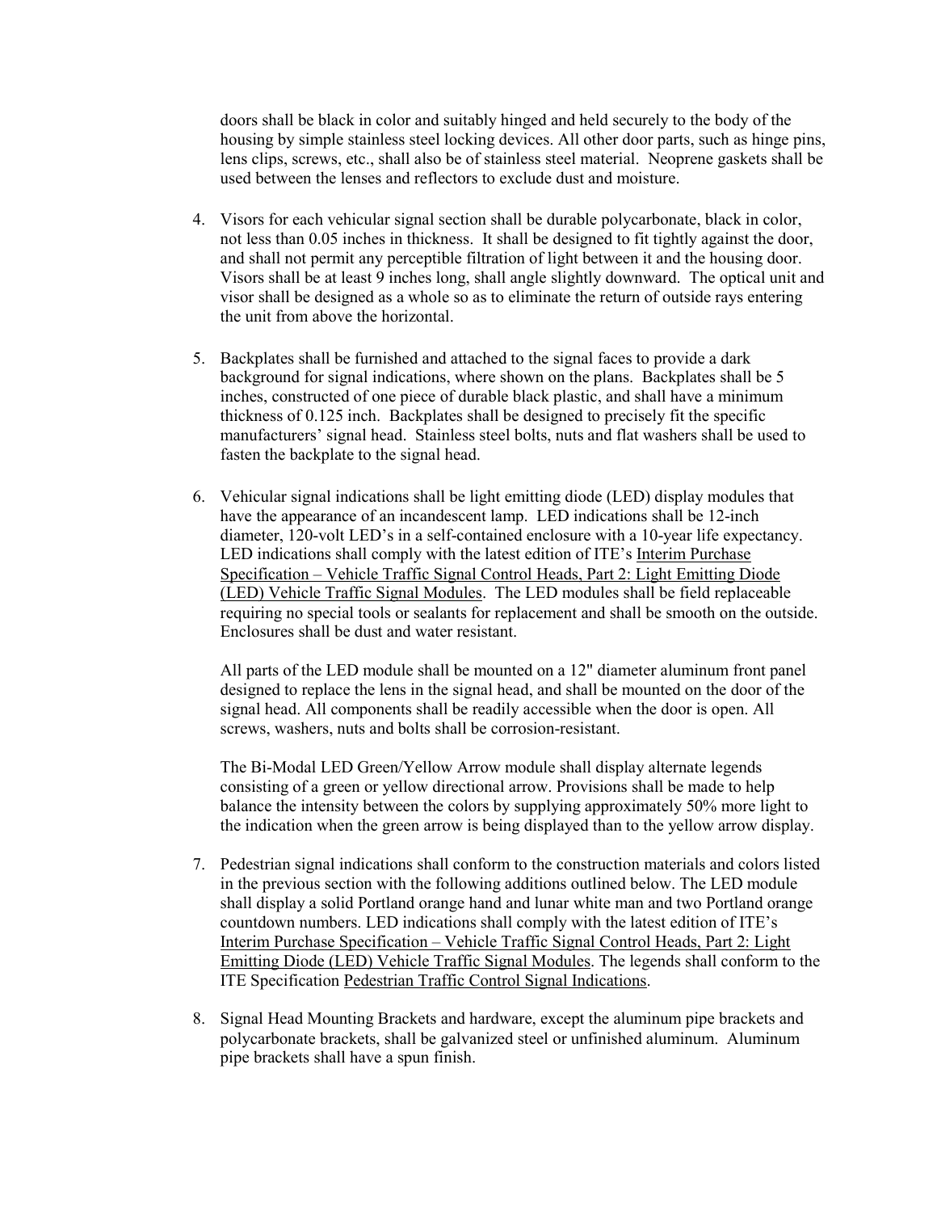doors shall be black in color and suitably hinged and held securely to the body of the housing by simple stainless steel locking devices. All other door parts, such as hinge pins, lens clips, screws, etc., shall also be of stainless steel material. Neoprene gaskets shall be used between the lenses and reflectors to exclude dust and moisture.

4. Visors for each vehicular signal section shall be durable polycarbonate, black in color, not less than 0.05 inches in thickness. It shall be designed to fit tightly against the door, and shall not permit any perceptible filtration of light between it and the housing door. Visors shall be at least 9 inches long, shall angle slightly downward. The optical unit and visor shall be designed as a whole so as to eliminate the return of outside rays entering the unit from above the horizontal.

5. Backplates shall be furnished and attached to the signal faces to provide a dark background for signal indications, where shown on the plans. Backplates shall be 5 inches, constructed of one piece of durable black plastic, and shall have a minimum thickness of 0.125 inch. Backplates shall be designed to precisely fit the specific manufacturers' signal head. Stainless steel bolts, nuts and flat washers shall be used to fasten the backplate to the signal head.

6. Vehicular signal indications shall be light emitting diode (LED) display modules that have the appearance of an incandescent lamp. LED indications shall be 12-inch diameter, 120-volt LED's in a self-contained enclosure with a 10-year life expectancy. LED indications shall comply with the latest edition of ITE's Interim Purchase Specification – Vehicle Traffic Signal Control Heads, Part 2: Light Emitting Diode (LED) Vehicle Traffic Signal Modules. The LED modules shall be field replaceable requiring no special tools or sealants for replacement and shall be smooth on the outside. Enclosures shall be dust and water resistant.

   All parts of the LED module shall be mounted on a 12" diameter aluminum front panel designed to replace the lens in the signal head, and shall be mounted on the door of the signal head. All components shall be readily accessible when the door is open. All screws, washers, nuts and bolts shall be corrosion-resistant.

   The Bi-Modal LED Green/Yellow Arrow module shall display alternate legends consisting of a green or yellow directional arrow. Provisions shall be made to help balance the intensity between the colors by supplying approximately 50% more light to the indication when the green arrow is being displayed than to the yellow arrow display.

7. Pedestrian signal indications shall conform to the construction materials and colors listed in the previous section with the following additions outlined below. The LED module shall display a solid Portland orange hand and lunar white man and two Portland orange countdown numbers. LED indications shall comply with the latest edition of ITE's Interim Purchase Specification – Vehicle Traffic Signal Control Heads, Part 2: Light Emitting Diode (LED) Vehicle Traffic Signal Modules. The legends shall conform to the ITE Specification Pedestrian Traffic Control Signal Indications.

8. Signal Head Mounting Brackets and hardware, except the aluminum pipe brackets and polycarbonate brackets, shall be galvanized steel or unfinished aluminum. Aluminum pipe brackets shall have a spun finish.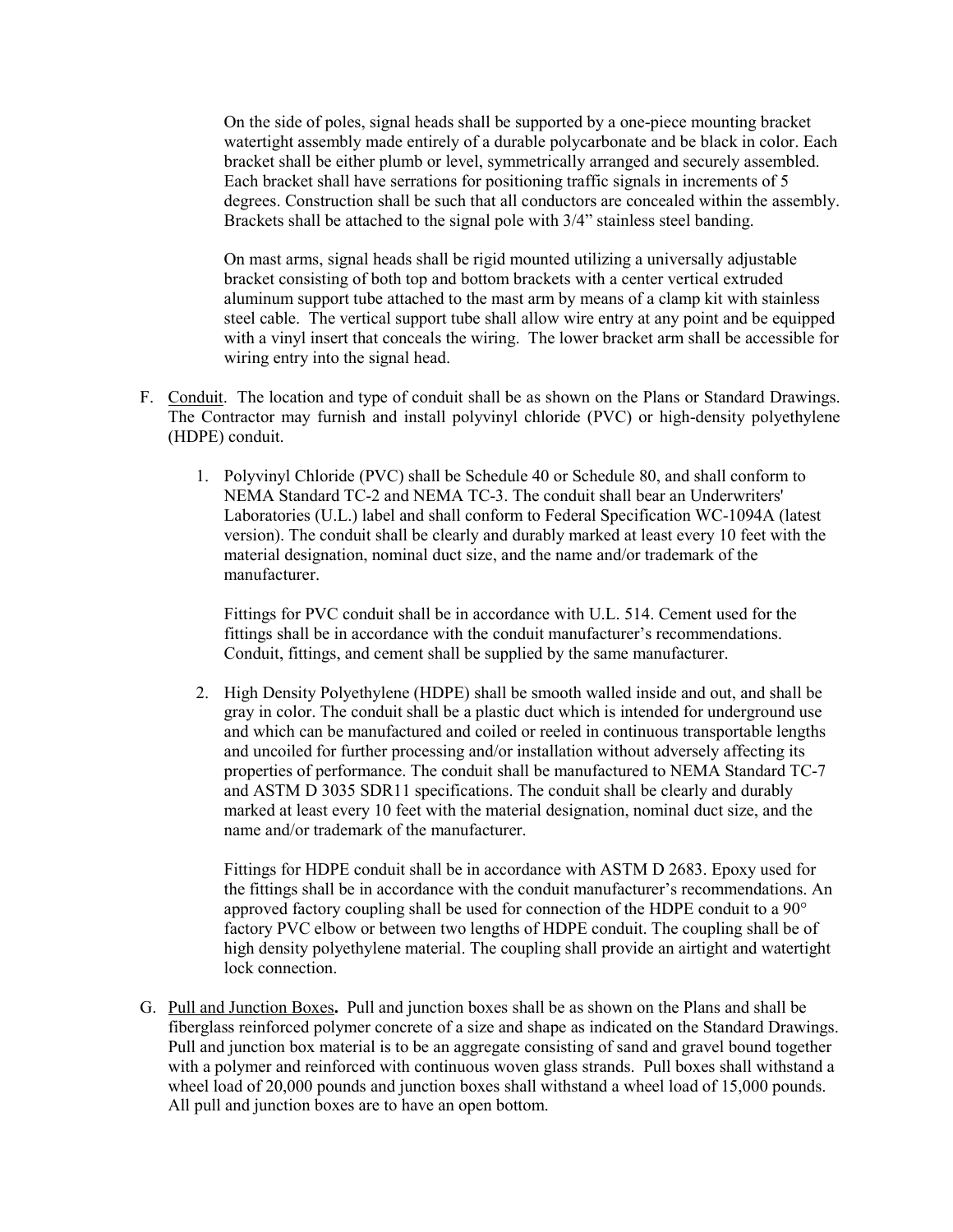On the side of poles, signal heads shall be supported by a one-piece mounting bracket watertight assembly made entirely of a durable polycarbonate and be black in color. Each bracket shall be either plumb or level, symmetrically arranged and securely assembled. Each bracket shall have serrations for positioning traffic signals in increments of 5 degrees. Construction shall be such that all conductors are concealed within the assembly. Brackets shall be attached to the signal pole with 3/4" stainless steel banding.

On mast arms, signal heads shall be rigid mounted utilizing a universally adjustable bracket consisting of both top and bottom brackets with a center vertical extruded aluminum support tube attached to the mast arm by means of a clamp kit with stainless steel cable. The vertical support tube shall allow wire entry at any point and be equipped with a vinyl insert that conceals the wiring. The lower bracket arm shall be accessible for wiring entry into the signal head.

F. Conduit. The location and type of conduit shall be as shown on the Plans or Standard Drawings. The Contractor may furnish and install polyvinyl chloride (PVC) or high-density polyethylene (HDPE) conduit.

1. Polyvinyl Chloride (PVC) shall be Schedule 40 or Schedule 80, and shall conform to NEMA Standard TC-2 and NEMA TC-3. The conduit shall bear an Underwriters' Laboratories (U.L.) label and shall conform to Federal Specification WC-1094A (latest version). The conduit shall be clearly and durably marked at least every 10 feet with the material designation, nominal duct size, and the name and/or trademark of the manufacturer.

   Fittings for PVC conduit shall be in accordance with U.L. 514. Cement used for the fittings shall be in accordance with the conduit manufacturer's recommendations. Conduit, fittings, and cement shall be supplied by the same manufacturer.

2. High Density Polyethylene (HDPE) shall be smooth walled inside and out, and shall be gray in color. The conduit shall be a plastic duct which is intended for underground use and which can be manufactured and coiled or reeled in continuous transportable lengths and uncoiled for further processing and/or installation without adversely affecting its properties of performance. The conduit shall be manufactured to NEMA Standard TC-7 and ASTM D 3035 SDR11 specifications. The conduit shall be clearly and durably marked at least every 10 feet with the material designation, nominal duct size, and the name and/or trademark of the manufacturer.

   Fittings for HDPE conduit shall be in accordance with ASTM D 2683. Epoxy used for the fittings shall be in accordance with the conduit manufacturer's recommendations. An approved factory coupling shall be used for connection of the HDPE conduit to a 90° factory PVC elbow or between two lengths of HDPE conduit. The coupling shall be of high density polyethylene material. The coupling shall provide an airtight and watertight lock connection.

G. Pull and Junction Boxes**.** Pull and junction boxes shall be as shown on the Plans and shall be fiberglass reinforced polymer concrete of a size and shape as indicated on the Standard Drawings. Pull and junction box material is to be an aggregate consisting of sand and gravel bound together with a polymer and reinforced with continuous woven glass strands. Pull boxes shall withstand a wheel load of 20,000 pounds and junction boxes shall withstand a wheel load of 15,000 pounds. All pull and junction boxes are to have an open bottom.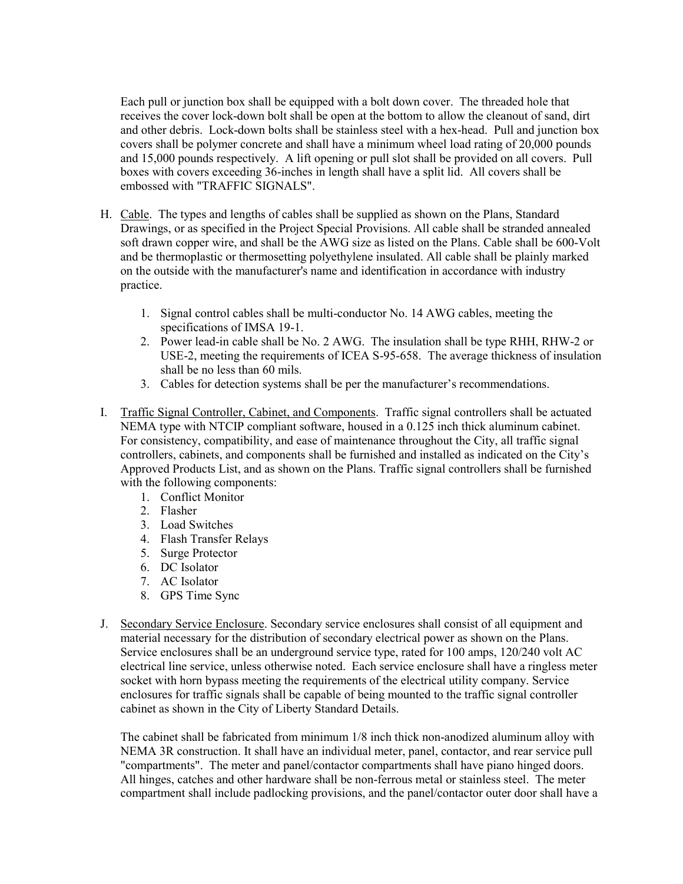Each pull or junction box shall be equipped with a bolt down cover. The threaded hole that receives the cover lock-down bolt shall be open at the bottom to allow the cleanout of sand, dirt and other debris. Lock-down bolts shall be stainless steel with a hex-head. Pull and junction box covers shall be polymer concrete and shall have a minimum wheel load rating of 20,000 pounds and 15,000 pounds respectively. A lift opening or pull slot shall be provided on all covers. Pull boxes with covers exceeding 36-inches in length shall have a split lid. All covers shall be embossed with "TRAFFIC SIGNALS".

H. <u>Cable</u>. The types and lengths of cables shall be supplied as shown on the Plans, Standard Drawings, or as specified in the Project Special Provisions. All cable shall be stranded annealed soft drawn copper wire, and shall be the AWG size as listed on the Plans. Cable shall be 600-Volt and be thermoplastic or thermosetting polyethylene insulated. All cable shall be plainly marked on the outside with the manufacturer's name and identification in accordance with industry practice.

   1. Signal control cables shall be multi-conductor No. 14 AWG cables, meeting the specifications of IMSA 19-1.
   2. Power lead-in cable shall be No. 2 AWG. The insulation shall be type RHH, RHW-2 or USE-2, meeting the requirements of ICEA S-95-658. The average thickness of insulation shall be no less than 60 mils.
   3. Cables for detection systems shall be per the manufacturer's recommendations.

I. <u>Traffic Signal Controller, Cabinet, and Components</u>. Traffic signal controllers shall be actuated NEMA type with NTCIP compliant software, housed in a 0.125 inch thick aluminum cabinet. For consistency, compatibility, and ease of maintenance throughout the City, all traffic signal controllers, cabinets, and components shall be furnished and installed as indicated on the City's Approved Products List, and as shown on the Plans. Traffic signal controllers shall be furnished with the following components:

   1. Conflict Monitor
   2. Flasher
   3. Load Switches
   4. Flash Transfer Relays
   5. Surge Protector
   6. DC Isolator
   7. AC Isolator
   8. GPS Time Sync

J. <u>Secondary Service Enclosure</u>. Secondary service enclosures shall consist of all equipment and material necessary for the distribution of secondary electrical power as shown on the Plans. Service enclosures shall be an underground service type, rated for 100 amps, 120/240 volt AC electrical line service, unless otherwise noted. Each service enclosure shall have a ringless meter socket with horn bypass meeting the requirements of the electrical utility company. Service enclosures for traffic signals shall be capable of being mounted to the traffic signal controller cabinet as shown in the City of Liberty Standard Details.

   The cabinet shall be fabricated from minimum 1/8 inch thick non-anodized aluminum alloy with NEMA 3R construction. It shall have an individual meter, panel, contactor, and rear service pull "compartments". The meter and panel/contactor compartments shall have piano hinged doors. All hinges, catches and other hardware shall be non-ferrous metal or stainless steel. The meter compartment shall include padlocking provisions, and the panel/contactor outer door shall have a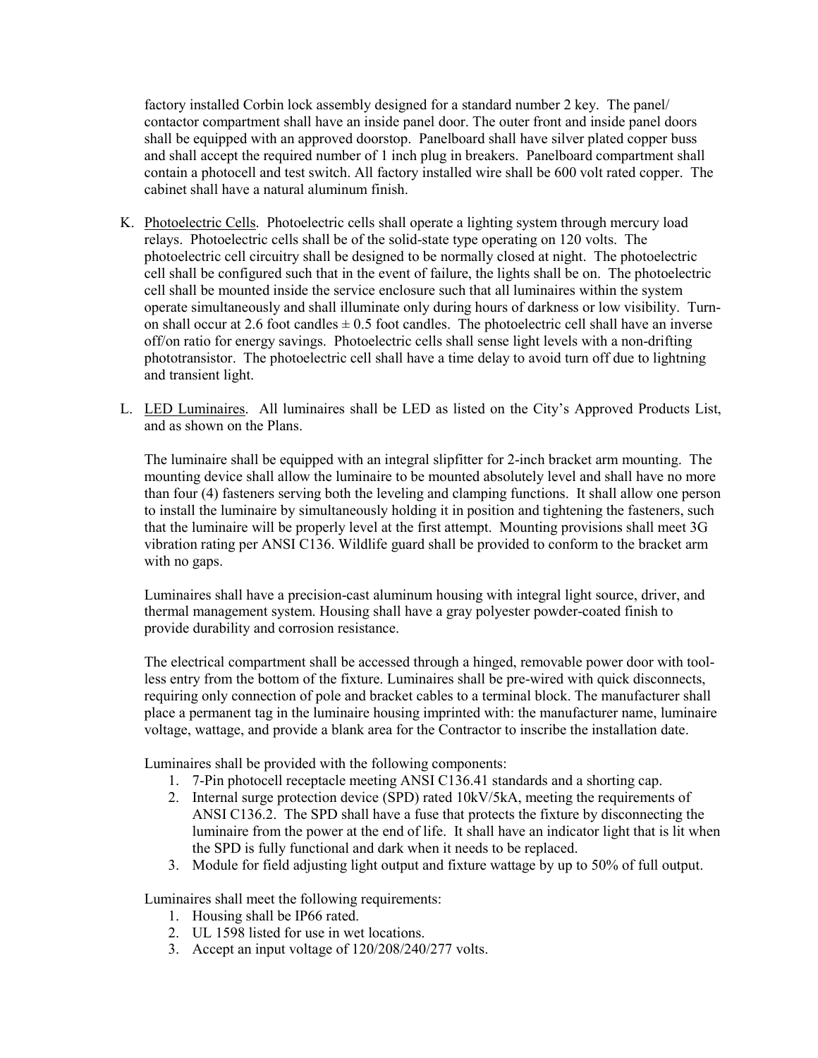factory installed Corbin lock assembly designed for a standard number 2 key. The panel/ contactor compartment shall have an inside panel door. The outer front and inside panel doors shall be equipped with an approved doorstop. Panelboard shall have silver plated copper buss and shall accept the required number of 1 inch plug in breakers. Panelboard compartment shall contain a photocell and test switch. All factory installed wire shall be 600 volt rated copper. The cabinet shall have a natural aluminum finish.

K. Photoelectric Cells. Photoelectric cells shall operate a lighting system through mercury load relays. Photoelectric cells shall be of the solid-state type operating on 120 volts. The photoelectric cell circuitry shall be designed to be normally closed at night. The photoelectric cell shall be configured such that in the event of failure, the lights shall be on. The photoelectric cell shall be mounted inside the service enclosure such that all luminaires within the system operate simultaneously and shall illuminate only during hours of darkness or low visibility. Turn-on shall occur at 2.6 foot candles ± 0.5 foot candles. The photoelectric cell shall have an inverse off/on ratio for energy savings. Photoelectric cells shall sense light levels with a non-drifting phototransistor. The photoelectric cell shall have a time delay to avoid turn off due to lightning and transient light.

L. LED Luminaires. All luminaires shall be LED as listed on the City's Approved Products List, and as shown on the Plans.

The luminaire shall be equipped with an integral slipfitter for 2-inch bracket arm mounting. The mounting device shall allow the luminaire to be mounted absolutely level and shall have no more than four (4) fasteners serving both the leveling and clamping functions. It shall allow one person to install the luminaire by simultaneously holding it in position and tightening the fasteners, such that the luminaire will be properly level at the first attempt. Mounting provisions shall meet 3G vibration rating per ANSI C136. Wildlife guard shall be provided to conform to the bracket arm with no gaps.

Luminaires shall have a precision-cast aluminum housing with integral light source, driver, and thermal management system. Housing shall have a gray polyester powder-coated finish to provide durability and corrosion resistance.

The electrical compartment shall be accessed through a hinged, removable power door with tool-less entry from the bottom of the fixture. Luminaires shall be pre-wired with quick disconnects, requiring only connection of pole and bracket cables to a terminal block. The manufacturer shall place a permanent tag in the luminaire housing imprinted with: the manufacturer name, luminaire voltage, wattage, and provide a blank area for the Contractor to inscribe the installation date.

Luminaires shall be provided with the following components:

1. 7-Pin photocell receptacle meeting ANSI C136.41 standards and a shorting cap.
2. Internal surge protection device (SPD) rated 10kV/5kA, meeting the requirements of ANSI C136.2. The SPD shall have a fuse that protects the fixture by disconnecting the luminaire from the power at the end of life. It shall have an indicator light that is lit when the SPD is fully functional and dark when it needs to be replaced.
3. Module for field adjusting light output and fixture wattage by up to 50% of full output.

Luminaires shall meet the following requirements:

1. Housing shall be IP66 rated.
2. UL 1598 listed for use in wet locations.
3. Accept an input voltage of 120/208/240/277 volts.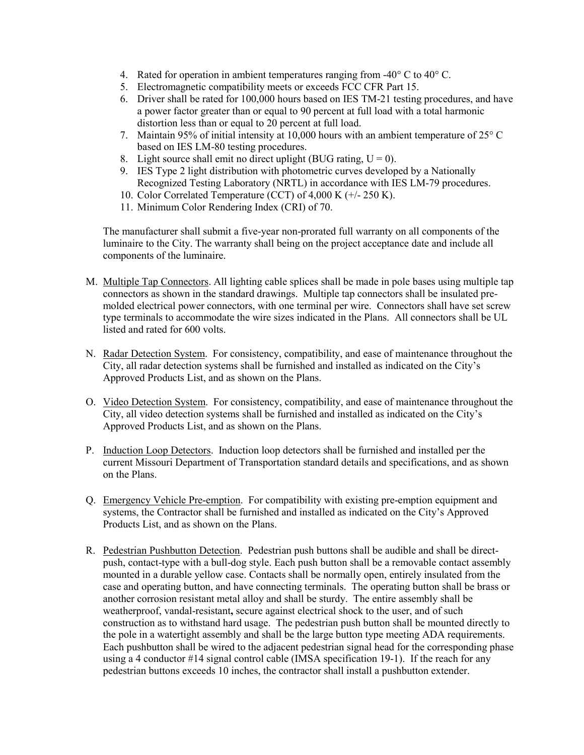4. Rated for operation in ambient temperatures ranging from -40° C to 40° C.
5. Electromagnetic compatibility meets or exceeds FCC CFR Part 15.
6. Driver shall be rated for 100,000 hours based on IES TM-21 testing procedures, and have a power factor greater than or equal to 90 percent at full load with a total harmonic distortion less than or equal to 20 percent at full load.
7. Maintain 95% of initial intensity at 10,000 hours with an ambient temperature of 25° C based on IES LM-80 testing procedures.
8. Light source shall emit no direct uplight (BUG rating, U = 0).
9. IES Type 2 light distribution with photometric curves developed by a Nationally Recognized Testing Laboratory (NRTL) in accordance with IES LM-79 procedures.
10. Color Correlated Temperature (CCT) of 4,000 K (+/- 250 K).
11. Minimum Color Rendering Index (CRI) of 70.

The manufacturer shall submit a five-year non-prorated full warranty on all components of the luminaire to the City. The warranty shall being on the project acceptance date and include all components of the luminaire.

M. Multiple Tap Connectors. All lighting cable splices shall be made in pole bases using multiple tap connectors as shown in the standard drawings. Multiple tap connectors shall be insulated pre-molded electrical power connectors, with one terminal per wire. Connectors shall have set screw type terminals to accommodate the wire sizes indicated in the Plans. All connectors shall be UL listed and rated for 600 volts.

N. Radar Detection System. For consistency, compatibility, and ease of maintenance throughout the City, all radar detection systems shall be furnished and installed as indicated on the City's Approved Products List, and as shown on the Plans.

O. Video Detection System. For consistency, compatibility, and ease of maintenance throughout the City, all video detection systems shall be furnished and installed as indicated on the City's Approved Products List, and as shown on the Plans.

P. Induction Loop Detectors. Induction loop detectors shall be furnished and installed per the current Missouri Department of Transportation standard details and specifications, and as shown on the Plans.

Q. Emergency Vehicle Pre-emption. For compatibility with existing pre-emption equipment and systems, the Contractor shall be furnished and installed as indicated on the City's Approved Products List, and as shown on the Plans.

R. Pedestrian Pushbutton Detection. Pedestrian push buttons shall be audible and shall be direct-push, contact-type with a bull-dog style. Each push button shall be a removable contact assembly mounted in a durable yellow case. Contacts shall be normally open, entirely insulated from the case and operating button, and have connecting terminals. The operating button shall be brass or another corrosion resistant metal alloy and shall be sturdy. The entire assembly shall be weatherproof, vandal-resistant**,** secure against electrical shock to the user, and of such construction as to withstand hard usage. The pedestrian push button shall be mounted directly to the pole in a watertight assembly and shall be the large button type meeting ADA requirements. Each pushbutton shall be wired to the adjacent pedestrian signal head for the corresponding phase using a 4 conductor #14 signal control cable (IMSA specification 19-1). If the reach for any pedestrian buttons exceeds 10 inches, the contractor shall install a pushbutton extender.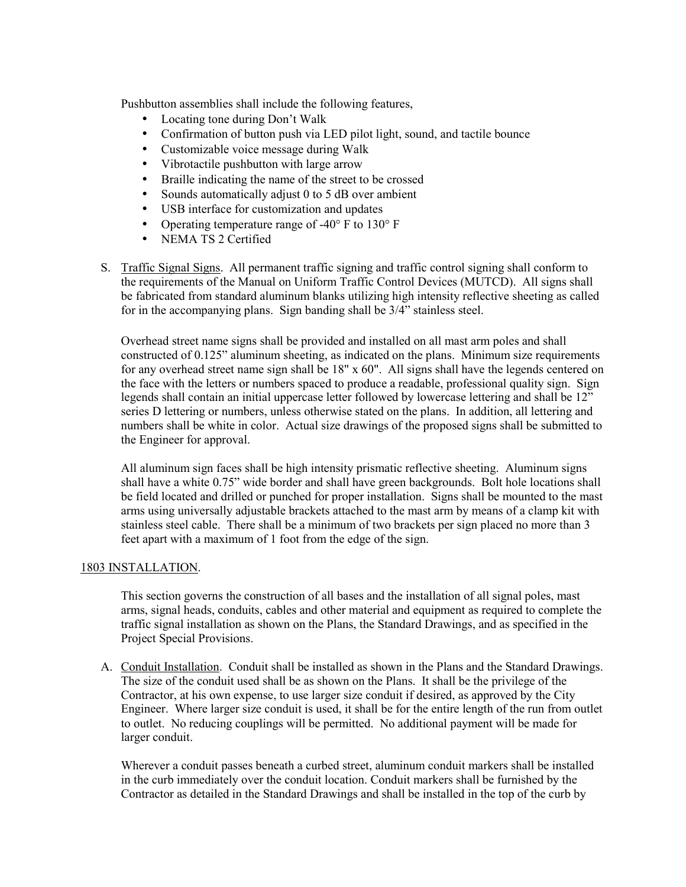Pushbutton assemblies shall include the following features,

- Locating tone during Don't Walk
- Confirmation of button push via LED pilot light, sound, and tactile bounce
- Customizable voice message during Walk
- Vibrotactile pushbutton with large arrow
- Braille indicating the name of the street to be crossed
- Sounds automatically adjust 0 to 5 dB over ambient
- USB interface for customization and updates
- Operating temperature range of -40° F to 130° F
- NEMA TS 2 Certified

S. Traffic Signal Signs. All permanent traffic signing and traffic control signing shall conform to the requirements of the Manual on Uniform Traffic Control Devices (MUTCD). All signs shall be fabricated from standard aluminum blanks utilizing high intensity reflective sheeting as called for in the accompanying plans. Sign banding shall be 3/4" stainless steel.

Overhead street name signs shall be provided and installed on all mast arm poles and shall constructed of 0.125" aluminum sheeting, as indicated on the plans. Minimum size requirements for any overhead street name sign shall be 18" x 60". All signs shall have the legends centered on the face with the letters or numbers spaced to produce a readable, professional quality sign. Sign legends shall contain an initial uppercase letter followed by lowercase lettering and shall be 12" series D lettering or numbers, unless otherwise stated on the plans. In addition, all lettering and numbers shall be white in color. Actual size drawings of the proposed signs shall be submitted to the Engineer for approval.

All aluminum sign faces shall be high intensity prismatic reflective sheeting. Aluminum signs shall have a white 0.75" wide border and shall have green backgrounds. Bolt hole locations shall be field located and drilled or punched for proper installation. Signs shall be mounted to the mast arms using universally adjustable brackets attached to the mast arm by means of a clamp kit with stainless steel cable. There shall be a minimum of two brackets per sign placed no more than 3 feet apart with a maximum of 1 foot from the edge of the sign.

## 1803 INSTALLATION.

This section governs the construction of all bases and the installation of all signal poles, mast arms, signal heads, conduits, cables and other material and equipment as required to complete the traffic signal installation as shown on the Plans, the Standard Drawings, and as specified in the Project Special Provisions.

A. Conduit Installation. Conduit shall be installed as shown in the Plans and the Standard Drawings. The size of the conduit used shall be as shown on the Plans. It shall be the privilege of the Contractor, at his own expense, to use larger size conduit if desired, as approved by the City Engineer. Where larger size conduit is used, it shall be for the entire length of the run from outlet to outlet. No reducing couplings will be permitted. No additional payment will be made for larger conduit.

Wherever a conduit passes beneath a curbed street, aluminum conduit markers shall be installed in the curb immediately over the conduit location. Conduit markers shall be furnished by the Contractor as detailed in the Standard Drawings and shall be installed in the top of the curb by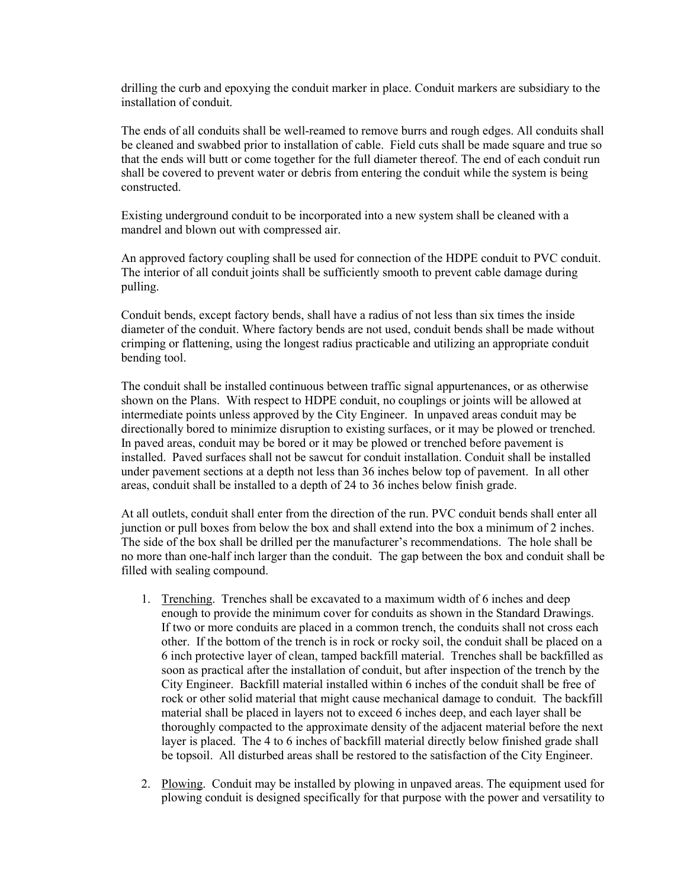drilling the curb and epoxying the conduit marker in place. Conduit markers are subsidiary to the installation of conduit.

The ends of all conduits shall be well-reamed to remove burrs and rough edges. All conduits shall be cleaned and swabbed prior to installation of cable. Field cuts shall be made square and true so that the ends will butt or come together for the full diameter thereof. The end of each conduit run shall be covered to prevent water or debris from entering the conduit while the system is being constructed.

Existing underground conduit to be incorporated into a new system shall be cleaned with a mandrel and blown out with compressed air.

An approved factory coupling shall be used for connection of the HDPE conduit to PVC conduit. The interior of all conduit joints shall be sufficiently smooth to prevent cable damage during pulling.

Conduit bends, except factory bends, shall have a radius of not less than six times the inside diameter of the conduit. Where factory bends are not used, conduit bends shall be made without crimping or flattening, using the longest radius practicable and utilizing an appropriate conduit bending tool.

The conduit shall be installed continuous between traffic signal appurtenances, or as otherwise shown on the Plans. With respect to HDPE conduit, no couplings or joints will be allowed at intermediate points unless approved by the City Engineer. In unpaved areas conduit may be directionally bored to minimize disruption to existing surfaces, or it may be plowed or trenched. In paved areas, conduit may be bored or it may be plowed or trenched before pavement is installed. Paved surfaces shall not be sawcut for conduit installation. Conduit shall be installed under pavement sections at a depth not less than 36 inches below top of pavement. In all other areas, conduit shall be installed to a depth of 24 to 36 inches below finish grade.

At all outlets, conduit shall enter from the direction of the run. PVC conduit bends shall enter all junction or pull boxes from below the box and shall extend into the box a minimum of 2 inches. The side of the box shall be drilled per the manufacturer's recommendations. The hole shall be no more than one-half inch larger than the conduit. The gap between the box and conduit shall be filled with sealing compound.

1. Trenching. Trenches shall be excavated to a maximum width of 6 inches and deep enough to provide the minimum cover for conduits as shown in the Standard Drawings. If two or more conduits are placed in a common trench, the conduits shall not cross each other. If the bottom of the trench is in rock or rocky soil, the conduit shall be placed on a 6 inch protective layer of clean, tamped backfill material. Trenches shall be backfilled as soon as practical after the installation of conduit, but after inspection of the trench by the City Engineer. Backfill material installed within 6 inches of the conduit shall be free of rock or other solid material that might cause mechanical damage to conduit. The backfill material shall be placed in layers not to exceed 6 inches deep, and each layer shall be thoroughly compacted to the approximate density of the adjacent material before the next layer is placed. The 4 to 6 inches of backfill material directly below finished grade shall be topsoil. All disturbed areas shall be restored to the satisfaction of the City Engineer.

2. Plowing. Conduit may be installed by plowing in unpaved areas. The equipment used for plowing conduit is designed specifically for that purpose with the power and versatility to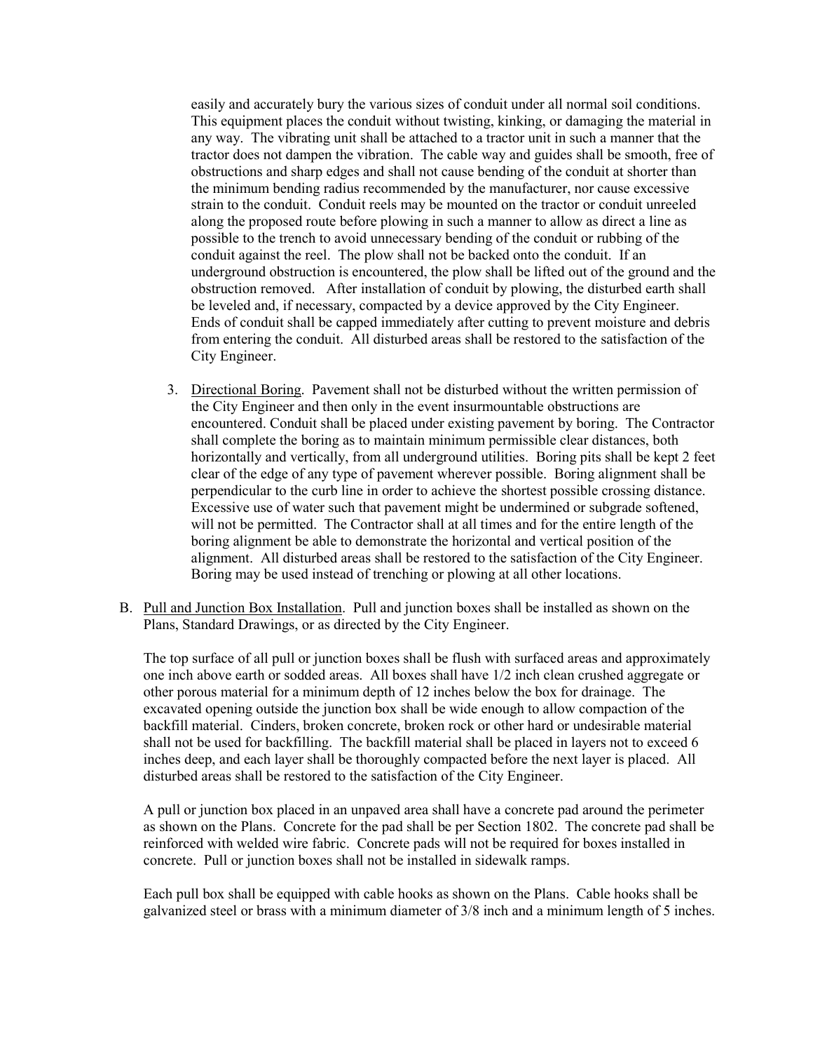easily and accurately bury the various sizes of conduit under all normal soil conditions. This equipment places the conduit without twisting, kinking, or damaging the material in any way. The vibrating unit shall be attached to a tractor unit in such a manner that the tractor does not dampen the vibration. The cable way and guides shall be smooth, free of obstructions and sharp edges and shall not cause bending of the conduit at shorter than the minimum bending radius recommended by the manufacturer, nor cause excessive strain to the conduit. Conduit reels may be mounted on the tractor or conduit unreeled along the proposed route before plowing in such a manner to allow as direct a line as possible to the trench to avoid unnecessary bending of the conduit or rubbing of the conduit against the reel. The plow shall not be backed onto the conduit. If an underground obstruction is encountered, the plow shall be lifted out of the ground and the obstruction removed. After installation of conduit by plowing, the disturbed earth shall be leveled and, if necessary, compacted by a device approved by the City Engineer. Ends of conduit shall be capped immediately after cutting to prevent moisture and debris from entering the conduit. All disturbed areas shall be restored to the satisfaction of the City Engineer.

3. Directional Boring. Pavement shall not be disturbed without the written permission of the City Engineer and then only in the event insurmountable obstructions are encountered. Conduit shall be placed under existing pavement by boring. The Contractor shall complete the boring as to maintain minimum permissible clear distances, both horizontally and vertically, from all underground utilities. Boring pits shall be kept 2 feet clear of the edge of any type of pavement wherever possible. Boring alignment shall be perpendicular to the curb line in order to achieve the shortest possible crossing distance. Excessive use of water such that pavement might be undermined or subgrade softened, will not be permitted. The Contractor shall at all times and for the entire length of the boring alignment be able to demonstrate the horizontal and vertical position of the alignment. All disturbed areas shall be restored to the satisfaction of the City Engineer. Boring may be used instead of trenching or plowing at all other locations.

B. Pull and Junction Box Installation. Pull and junction boxes shall be installed as shown on the Plans, Standard Drawings, or as directed by the City Engineer.

The top surface of all pull or junction boxes shall be flush with surfaced areas and approximately one inch above earth or sodded areas. All boxes shall have 1/2 inch clean crushed aggregate or other porous material for a minimum depth of 12 inches below the box for drainage. The excavated opening outside the junction box shall be wide enough to allow compaction of the backfill material. Cinders, broken concrete, broken rock or other hard or undesirable material shall not be used for backfilling. The backfill material shall be placed in layers not to exceed 6 inches deep, and each layer shall be thoroughly compacted before the next layer is placed. All disturbed areas shall be restored to the satisfaction of the City Engineer.

A pull or junction box placed in an unpaved area shall have a concrete pad around the perimeter as shown on the Plans. Concrete for the pad shall be per Section 1802. The concrete pad shall be reinforced with welded wire fabric. Concrete pads will not be required for boxes installed in concrete. Pull or junction boxes shall not be installed in sidewalk ramps.

Each pull box shall be equipped with cable hooks as shown on the Plans. Cable hooks shall be galvanized steel or brass with a minimum diameter of 3/8 inch and a minimum length of 5 inches.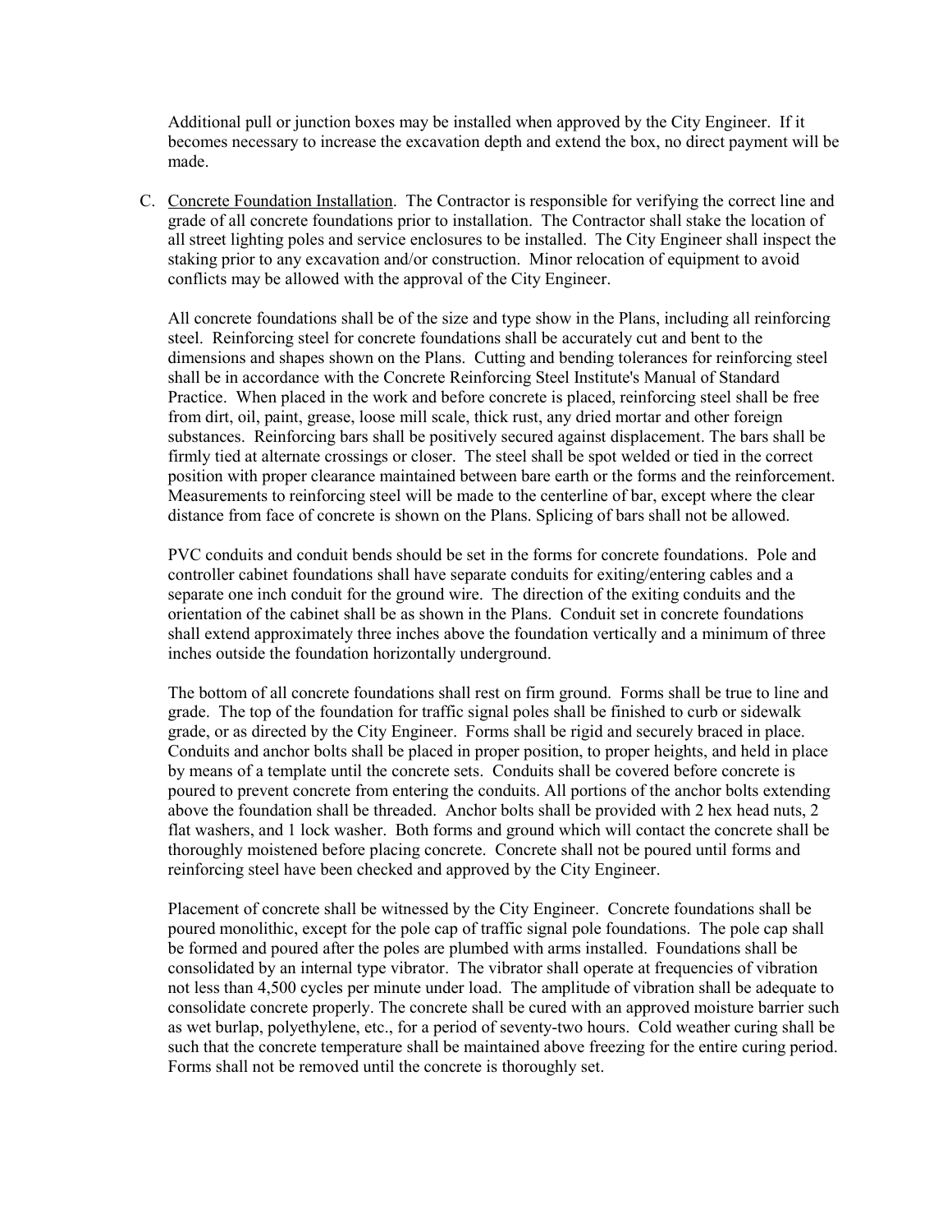Additional pull or junction boxes may be installed when approved by the City Engineer. If it becomes necessary to increase the excavation depth and extend the box, no direct payment will be made.

C. Concrete Foundation Installation. The Contractor is responsible for verifying the correct line and grade of all concrete foundations prior to installation. The Contractor shall stake the location of all street lighting poles and service enclosures to be installed. The City Engineer shall inspect the staking prior to any excavation and/or construction. Minor relocation of equipment to avoid conflicts may be allowed with the approval of the City Engineer.

All concrete foundations shall be of the size and type show in the Plans, including all reinforcing steel. Reinforcing steel for concrete foundations shall be accurately cut and bent to the dimensions and shapes shown on the Plans. Cutting and bending tolerances for reinforcing steel shall be in accordance with the Concrete Reinforcing Steel Institute's Manual of Standard Practice. When placed in the work and before concrete is placed, reinforcing steel shall be free from dirt, oil, paint, grease, loose mill scale, thick rust, any dried mortar and other foreign substances. Reinforcing bars shall be positively secured against displacement. The bars shall be firmly tied at alternate crossings or closer. The steel shall be spot welded or tied in the correct position with proper clearance maintained between bare earth or the forms and the reinforcement. Measurements to reinforcing steel will be made to the centerline of bar, except where the clear distance from face of concrete is shown on the Plans. Splicing of bars shall not be allowed.

PVC conduits and conduit bends should be set in the forms for concrete foundations. Pole and controller cabinet foundations shall have separate conduits for exiting/entering cables and a separate one inch conduit for the ground wire. The direction of the exiting conduits and the orientation of the cabinet shall be as shown in the Plans. Conduit set in concrete foundations shall extend approximately three inches above the foundation vertically and a minimum of three inches outside the foundation horizontally underground.

The bottom of all concrete foundations shall rest on firm ground. Forms shall be true to line and grade. The top of the foundation for traffic signal poles shall be finished to curb or sidewalk grade, or as directed by the City Engineer. Forms shall be rigid and securely braced in place. Conduits and anchor bolts shall be placed in proper position, to proper heights, and held in place by means of a template until the concrete sets. Conduits shall be covered before concrete is poured to prevent concrete from entering the conduits. All portions of the anchor bolts extending above the foundation shall be threaded. Anchor bolts shall be provided with 2 hex head nuts, 2 flat washers, and 1 lock washer. Both forms and ground which will contact the concrete shall be thoroughly moistened before placing concrete. Concrete shall not be poured until forms and reinforcing steel have been checked and approved by the City Engineer.

Placement of concrete shall be witnessed by the City Engineer. Concrete foundations shall be poured monolithic, except for the pole cap of traffic signal pole foundations. The pole cap shall be formed and poured after the poles are plumbed with arms installed. Foundations shall be consolidated by an internal type vibrator. The vibrator shall operate at frequencies of vibration not less than 4,500 cycles per minute under load. The amplitude of vibration shall be adequate to consolidate concrete properly. The concrete shall be cured with an approved moisture barrier such as wet burlap, polyethylene, etc., for a period of seventy-two hours. Cold weather curing shall be such that the concrete temperature shall be maintained above freezing for the entire curing period. Forms shall not be removed until the concrete is thoroughly set.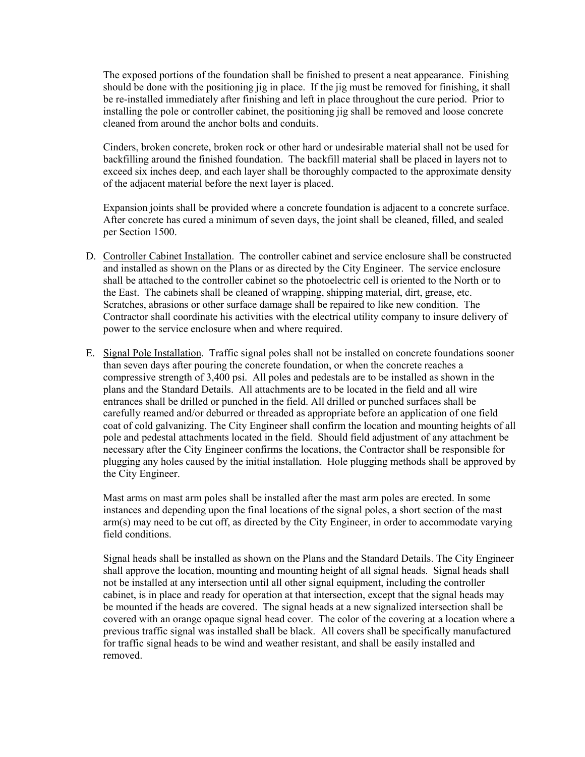The exposed portions of the foundation shall be finished to present a neat appearance. Finishing should be done with the positioning jig in place. If the jig must be removed for finishing, it shall be re-installed immediately after finishing and left in place throughout the cure period. Prior to installing the pole or controller cabinet, the positioning jig shall be removed and loose concrete cleaned from around the anchor bolts and conduits.

Cinders, broken concrete, broken rock or other hard or undesirable material shall not be used for backfilling around the finished foundation. The backfill material shall be placed in layers not to exceed six inches deep, and each layer shall be thoroughly compacted to the approximate density of the adjacent material before the next layer is placed.

Expansion joints shall be provided where a concrete foundation is adjacent to a concrete surface. After concrete has cured a minimum of seven days, the joint shall be cleaned, filled, and sealed per Section 1500.

D. Controller Cabinet Installation. The controller cabinet and service enclosure shall be constructed and installed as shown on the Plans or as directed by the City Engineer. The service enclosure shall be attached to the controller cabinet so the photoelectric cell is oriented to the North or to the East. The cabinets shall be cleaned of wrapping, shipping material, dirt, grease, etc. Scratches, abrasions or other surface damage shall be repaired to like new condition. The Contractor shall coordinate his activities with the electrical utility company to insure delivery of power to the service enclosure when and where required.

E. Signal Pole Installation. Traffic signal poles shall not be installed on concrete foundations sooner than seven days after pouring the concrete foundation, or when the concrete reaches a compressive strength of 3,400 psi. All poles and pedestals are to be installed as shown in the plans and the Standard Details. All attachments are to be located in the field and all wire entrances shall be drilled or punched in the field. All drilled or punched surfaces shall be carefully reamed and/or deburred or threaded as appropriate before an application of one field coat of cold galvanizing. The City Engineer shall confirm the location and mounting heights of all pole and pedestal attachments located in the field. Should field adjustment of any attachment be necessary after the City Engineer confirms the locations, the Contractor shall be responsible for plugging any holes caused by the initial installation. Hole plugging methods shall be approved by the City Engineer.

Mast arms on mast arm poles shall be installed after the mast arm poles are erected. In some instances and depending upon the final locations of the signal poles, a short section of the mast arm(s) may need to be cut off, as directed by the City Engineer, in order to accommodate varying field conditions.

Signal heads shall be installed as shown on the Plans and the Standard Details. The City Engineer shall approve the location, mounting and mounting height of all signal heads. Signal heads shall not be installed at any intersection until all other signal equipment, including the controller cabinet, is in place and ready for operation at that intersection, except that the signal heads may be mounted if the heads are covered. The signal heads at a new signalized intersection shall be covered with an orange opaque signal head cover. The color of the covering at a location where a previous traffic signal was installed shall be black. All covers shall be specifically manufactured for traffic signal heads to be wind and weather resistant, and shall be easily installed and removed.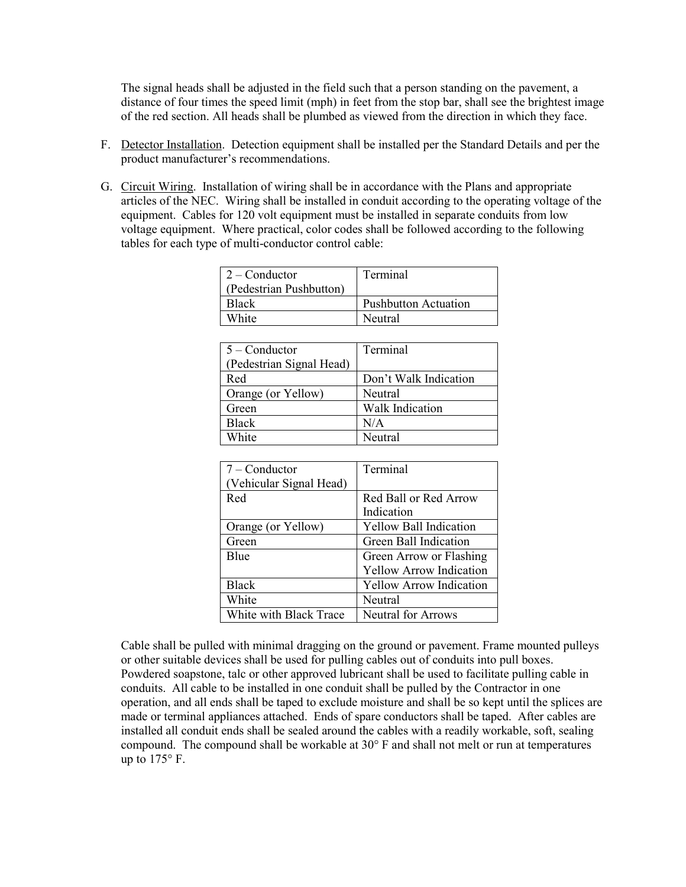The signal heads shall be adjusted in the field such that a person standing on the pavement, a distance of four times the speed limit (mph) in feet from the stop bar, shall see the brightest image of the red section. All heads shall be plumbed as viewed from the direction in which they face.

F. Detector Installation. Detection equipment shall be installed per the Standard Details and per the product manufacturer's recommendations.

G. Circuit Wiring. Installation of wiring shall be in accordance with the Plans and appropriate articles of the NEC. Wiring shall be installed in conduit according to the operating voltage of the equipment. Cables for 120 volt equipment must be installed in separate conduits from low voltage equipment. Where practical, color codes shall be followed according to the following tables for each type of multi-conductor control cable:

| 2 – Conductor (Pedestrian Pushbutton) | Terminal |
|---|---|
| Black | Pushbutton Actuation |
| White | Neutral |

| 5 – Conductor (Pedestrian Signal Head) | Terminal |
|---|---|
| Red | Don't Walk Indication |
| Orange (or Yellow) | Neutral |
| Green | Walk Indication |
| Black | N/A |
| White | Neutral |

| 7 – Conductor (Vehicular Signal Head) | Terminal |
|---|---|
| Red | Red Ball or Red Arrow Indication |
| Orange (or Yellow) | Yellow Ball Indication |
| Green | Green Ball Indication |
| Blue | Green Arrow or Flashing Yellow Arrow Indication |
| Black | Yellow Arrow Indication |
| White | Neutral |
| White with Black Trace | Neutral for Arrows |

Cable shall be pulled with minimal dragging on the ground or pavement. Frame mounted pulleys or other suitable devices shall be used for pulling cables out of conduits into pull boxes. Powdered soapstone, talc or other approved lubricant shall be used to facilitate pulling cable in conduits. All cable to be installed in one conduit shall be pulled by the Contractor in one operation, and all ends shall be taped to exclude moisture and shall be so kept until the splices are made or terminal appliances attached. Ends of spare conductors shall be taped. After cables are installed all conduit ends shall be sealed around the cables with a readily workable, soft, sealing compound. The compound shall be workable at 30° F and shall not melt or run at temperatures up to 175° F.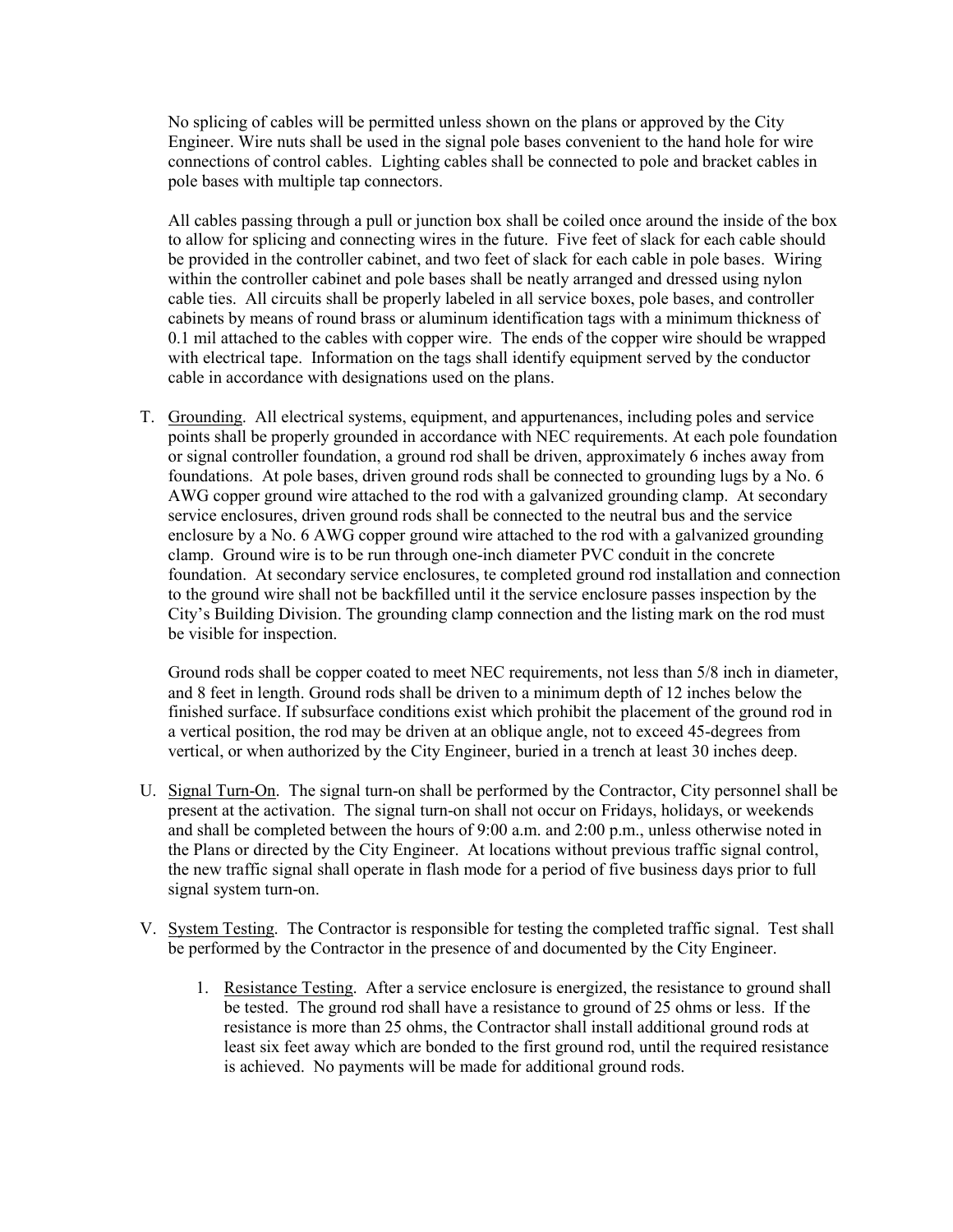No splicing of cables will be permitted unless shown on the plans or approved by the City Engineer. Wire nuts shall be used in the signal pole bases convenient to the hand hole for wire connections of control cables. Lighting cables shall be connected to pole and bracket cables in pole bases with multiple tap connectors.

All cables passing through a pull or junction box shall be coiled once around the inside of the box to allow for splicing and connecting wires in the future. Five feet of slack for each cable should be provided in the controller cabinet, and two feet of slack for each cable in pole bases. Wiring within the controller cabinet and pole bases shall be neatly arranged and dressed using nylon cable ties. All circuits shall be properly labeled in all service boxes, pole bases, and controller cabinets by means of round brass or aluminum identification tags with a minimum thickness of 0.1 mil attached to the cables with copper wire. The ends of the copper wire should be wrapped with electrical tape. Information on the tags shall identify equipment served by the conductor cable in accordance with designations used on the plans.

T. Grounding. All electrical systems, equipment, and appurtenances, including poles and service points shall be properly grounded in accordance with NEC requirements. At each pole foundation or signal controller foundation, a ground rod shall be driven, approximately 6 inches away from foundations. At pole bases, driven ground rods shall be connected to grounding lugs by a No. 6 AWG copper ground wire attached to the rod with a galvanized grounding clamp. At secondary service enclosures, driven ground rods shall be connected to the neutral bus and the service enclosure by a No. 6 AWG copper ground wire attached to the rod with a galvanized grounding clamp. Ground wire is to be run through one-inch diameter PVC conduit in the concrete foundation. At secondary service enclosures, te completed ground rod installation and connection to the ground wire shall not be backfilled until it the service enclosure passes inspection by the City's Building Division. The grounding clamp connection and the listing mark on the rod must be visible for inspection.

   Ground rods shall be copper coated to meet NEC requirements, not less than 5/8 inch in diameter, and 8 feet in length. Ground rods shall be driven to a minimum depth of 12 inches below the finished surface. If subsurface conditions exist which prohibit the placement of the ground rod in a vertical position, the rod may be driven at an oblique angle, not to exceed 45-degrees from vertical, or when authorized by the City Engineer, buried in a trench at least 30 inches deep.

U. Signal Turn-On. The signal turn-on shall be performed by the Contractor, City personnel shall be present at the activation. The signal turn-on shall not occur on Fridays, holidays, or weekends and shall be completed between the hours of 9:00 a.m. and 2:00 p.m., unless otherwise noted in the Plans or directed by the City Engineer. At locations without previous traffic signal control, the new traffic signal shall operate in flash mode for a period of five business days prior to full signal system turn-on.

V. System Testing. The Contractor is responsible for testing the completed traffic signal. Test shall be performed by the Contractor in the presence of and documented by the City Engineer.

   1. Resistance Testing. After a service enclosure is energized, the resistance to ground shall be tested. The ground rod shall have a resistance to ground of 25 ohms or less. If the resistance is more than 25 ohms, the Contractor shall install additional ground rods at least six feet away which are bonded to the first ground rod, until the required resistance is achieved. No payments will be made for additional ground rods.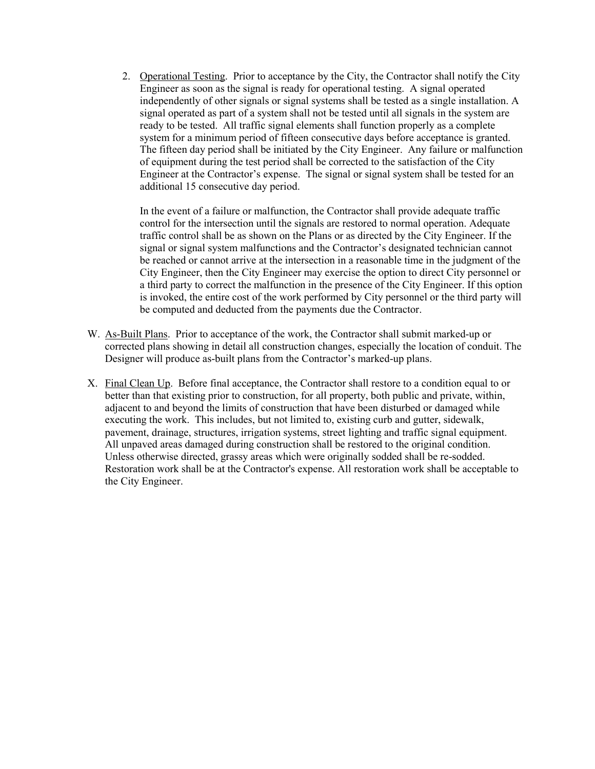2. Operational Testing. Prior to acceptance by the City, the Contractor shall notify the City Engineer as soon as the signal is ready for operational testing. A signal operated independently of other signals or signal systems shall be tested as a single installation. A signal operated as part of a system shall not be tested until all signals in the system are ready to be tested. All traffic signal elements shall function properly as a complete system for a minimum period of fifteen consecutive days before acceptance is granted. The fifteen day period shall be initiated by the City Engineer. Any failure or malfunction of equipment during the test period shall be corrected to the satisfaction of the City Engineer at the Contractor's expense. The signal or signal system shall be tested for an additional 15 consecutive day period.

   In the event of a failure or malfunction, the Contractor shall provide adequate traffic control for the intersection until the signals are restored to normal operation. Adequate traffic control shall be as shown on the Plans or as directed by the City Engineer. If the signal or signal system malfunctions and the Contractor's designated technician cannot be reached or cannot arrive at the intersection in a reasonable time in the judgment of the City Engineer, then the City Engineer may exercise the option to direct City personnel or a third party to correct the malfunction in the presence of the City Engineer. If this option is invoked, the entire cost of the work performed by City personnel or the third party will be computed and deducted from the payments due the Contractor.

W. As-Built Plans. Prior to acceptance of the work, the Contractor shall submit marked-up or corrected plans showing in detail all construction changes, especially the location of conduit. The Designer will produce as-built plans from the Contractor's marked-up plans.

X. Final Clean Up. Before final acceptance, the Contractor shall restore to a condition equal to or better than that existing prior to construction, for all property, both public and private, within, adjacent to and beyond the limits of construction that have been disturbed or damaged while executing the work. This includes, but not limited to, existing curb and gutter, sidewalk, pavement, drainage, structures, irrigation systems, street lighting and traffic signal equipment. All unpaved areas damaged during construction shall be restored to the original condition. Unless otherwise directed, grassy areas which were originally sodded shall be re-sodded. Restoration work shall be at the Contractor's expense. All restoration work shall be acceptable to the City Engineer.